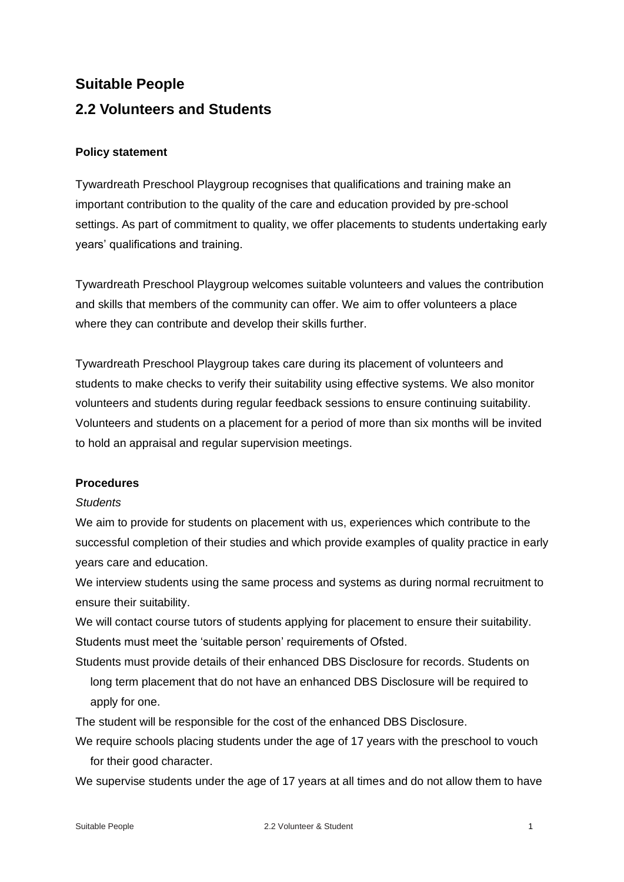# Suitable People

## 2.2 Volunteers and Students

### Policy statement

Tywardreath Preschool Playgroup recognises that qualifications and training make an important contribution to the quality of the care and education provided by pre-school settings. As part of commitment to quality, we offer placements to students undertaking early years' qualifications and training.

Tywardreath Preschool Playgroup welcomes suitable volunteers and values the contribution and skills that members of the community can offer. We aim to offer volunteers a place where they can contribute and develop their skills further.

Tywardreath Preschool Playgroup takes care during its placement of volunteers and students to make checks to verify their suitability using effective systems. We also monitor volunteers and students during regular feedback sessions to ensure continuing suitability. Volunteers and students on a placement for a period of more than six months will be invited to hold an appraisal and regular supervision meetings.

### Procedures

*Students*

We aim to provide for students on placement with us, experiences which contribute to the successful completion of their studies and which provide examples of quality practice in early years care and education.

We interview students using the same process and systems as during normal recruitment to ensure their suitability.

We will contact course tutors of students applying for placement to ensure their suitability.

Students must meet the 'suitable person' requirements of Ofsted.

Students must provide details of their enhanced DBS Disclosure for records. Students on long term placement that do not have an enhanced DBS Disclosure will be required to apply for one.

The student will be responsible for the cost of the enhanced DBS Disclosure.

We require schools placing students under the age of 17 years with the preschool to vouch for their good character.

We supervise students under the age of 17 years at all times and do not allow them to have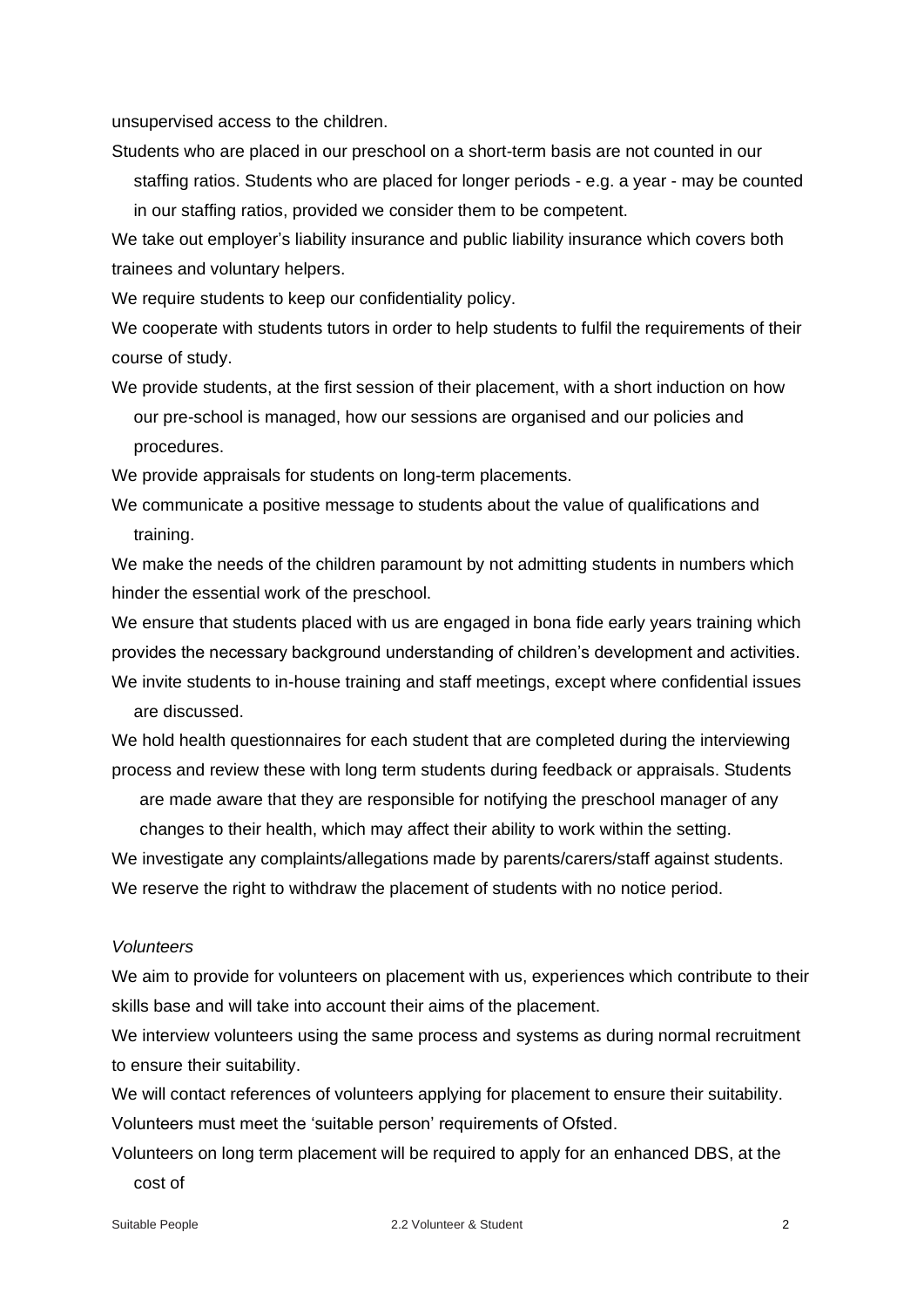unsupervised access to the children.

Students who are placed in our preschool on a short-term basis are not counted in our staffing ratios. Students who are placed for longer periods - e.g. a year - may be counted in our staffing ratios, provided we consider them to be competent.

We take out employer's liability insurance and public liability insurance which covers both trainees and voluntary helpers.

We require students to keep our confidentiality policy.

We cooperate with students tutors in order to help students to fulfil the requirements of their course of study.

We provide students, at the first session of their placement, with a short induction on how our pre-school is managed, how our sessions are organised and our policies and procedures.

We provide appraisals for students on long-term placements.

We communicate a positive message to students about the value of qualifications and training.

We make the needs of the children paramount by not admitting students in numbers which hinder the essential work of the preschool.

We ensure that students placed with us are engaged in bona fide early years training which provides the necessary background understanding of children's development and activities.

We invite students to in-house training and staff meetings, except where confidential issues are discussed.

We hold health questionnaires for each student that are completed during the interviewing process and review these with long term students during feedback or appraisals. Students are made aware that they are responsible for notifying the preschool manager of any changes to their health, which may affect their ability to work within the setting.

We investigate any complaints/allegations made by parents/carers/staff against students.

We reserve the right to withdraw the placement of students with no notice period.

*Volunteers*

We aim to provide for volunteers on placement with us, experiences which contribute to their skills base and will take into account their aims of the placement.

We interview volunteers using the same process and systems as during normal recruitment to ensure their suitability.

We will contact references of volunteers applying for placement to ensure their suitability.

Volunteers must meet the 'suitable person' requirements of Ofsted.

Volunteers on long term placement will be required to apply for an enhanced DBS, at the cost of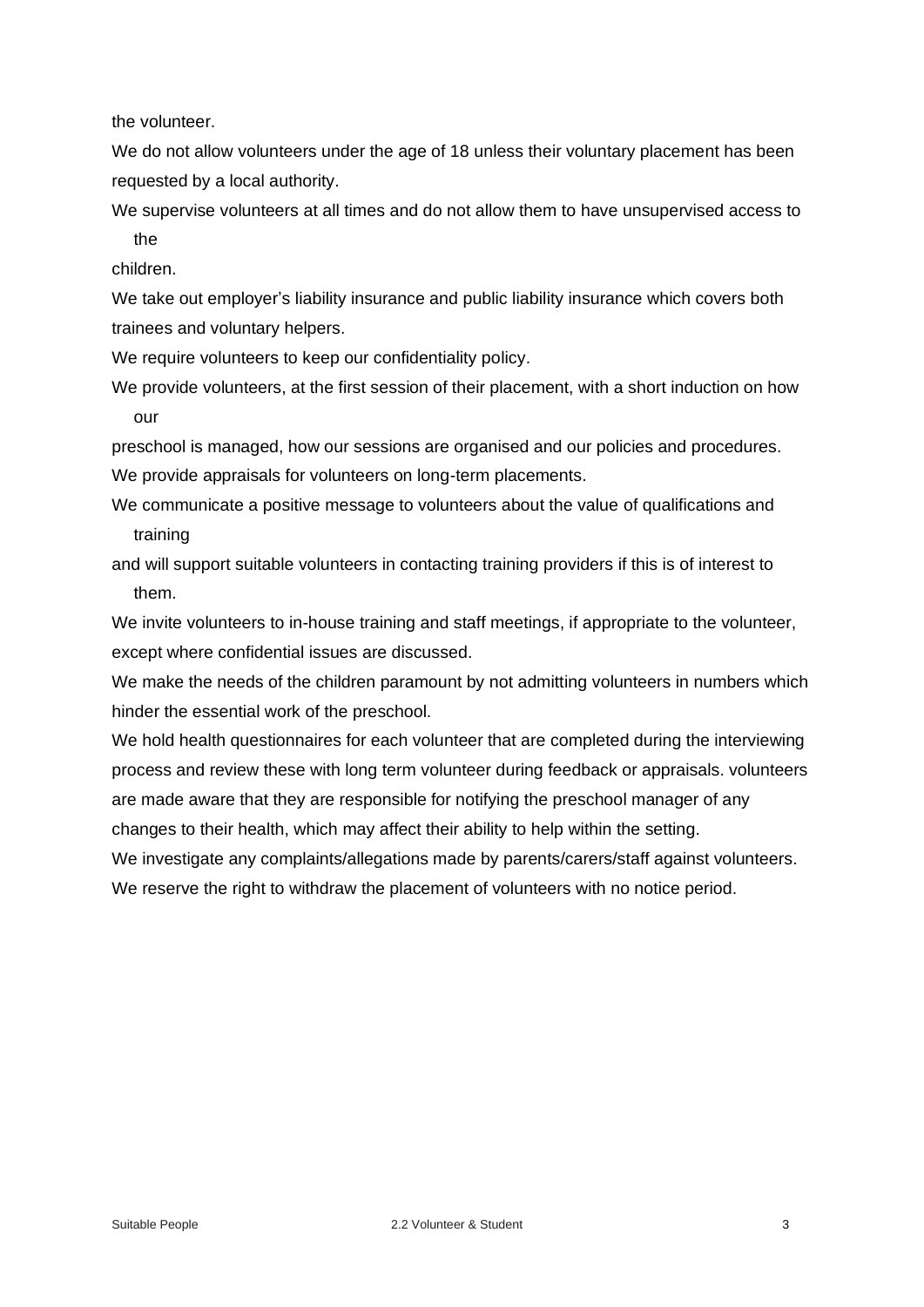the volunteer.

We do not allow volunteers under the age of 18 unless their voluntary placement has been requested by a local authority.

We supervise volunteers at all times and do not allow them to have unsupervised access to the children.

We take out employer's liability insurance and public liability insurance which covers both trainees and voluntary helpers.

We require volunteers to keep our confidentiality policy.

We provide volunteers, at the first session of their placement, with a short induction on how our preschool is managed, how our sessions are organised and our policies and procedures.

We provide appraisals for volunteers on long-term placements.

We communicate a positive message to volunteers about the value of qualifications and training and will support suitable volunteers in contacting training providers if this is of interest to them.

We invite volunteers to in-house training and staff meetings, if appropriate to the volunteer, except where confidential issues are discussed.

We make the needs of the children paramount by not admitting volunteers in numbers which hinder the essential work of the preschool.

We hold health questionnaires for each volunteer that are completed during the interviewing process and review these with long term volunteer during feedback or appraisals. volunteers are made aware that they are responsible for notifying the preschool manager of any changes to their health, which may affect their ability to help within the setting.

We investigate any complaints/allegations made by parents/carers/staff against volunteers.

We reserve the right to withdraw the placement of volunteers with no notice period.